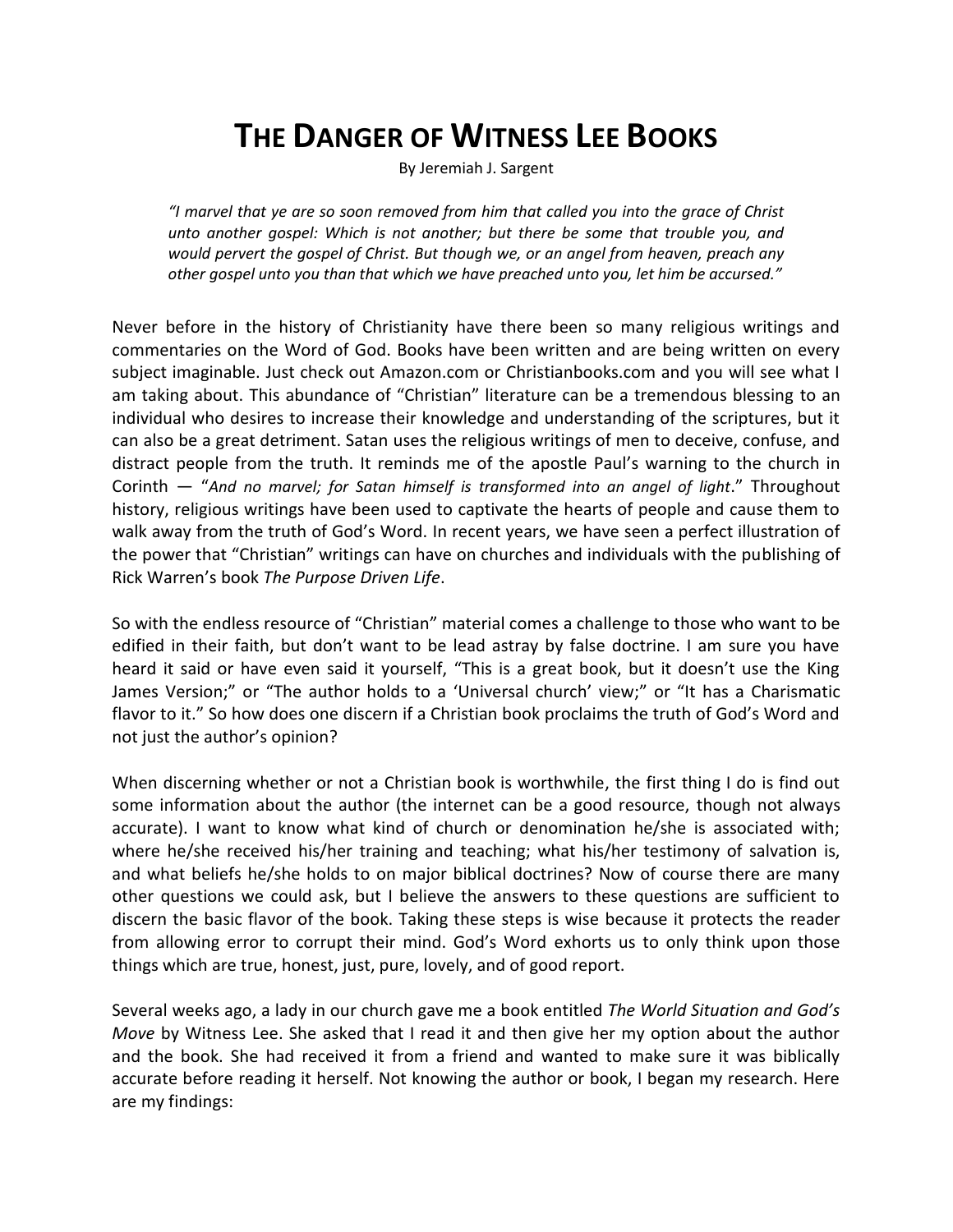# THE DANGER OF WITNESS LEE BOOKS

By Jeremiah J. Sargent

> *"I marvel that ye are so soon removed from him that called you into the grace of Christ unto another gospel: Which is not another; but there be some that trouble you, and would pervert the gospel of Christ. But though we, or an angel from heaven, preach any other gospel unto you than that which we have preached unto you, let him be accursed."*

Never before in the history of Christianity have there been so many religious writings and commentaries on the Word of God. Books have been written and are being written on every subject imaginable. Just check out Amazon.com or Christianbooks.com and you will see what I am taking about. This abundance of "Christian" literature can be a tremendous blessing to an individual who desires to increase their knowledge and understanding of the scriptures, but it can also be a great detriment. Satan uses the religious writings of men to deceive, confuse, and distract people from the truth. It reminds me of the apostle Paul's warning to the church in Corinth — "*And no marvel; for Satan himself is transformed into an angel of light*." Throughout history, religious writings have been used to captivate the hearts of people and cause them to walk away from the truth of God's Word. In recent years, we have seen a perfect illustration of the power that "Christian" writings can have on churches and individuals with the publishing of Rick Warren's book *The Purpose Driven Life*.

So with the endless resource of "Christian" material comes a challenge to those who want to be edified in their faith, but don't want to be lead astray by false doctrine. I am sure you have heard it said or have even said it yourself, "This is a great book, but it doesn't use the King James Version;" or "The author holds to a 'Universal church' view;" or "It has a Charismatic flavor to it." So how does one discern if a Christian book proclaims the truth of God's Word and not just the author's opinion?

When discerning whether or not a Christian book is worthwhile, the first thing I do is find out some information about the author (the internet can be a good resource, though not always accurate). I want to know what kind of church or denomination he/she is associated with; where he/she received his/her training and teaching; what his/her testimony of salvation is, and what beliefs he/she holds to on major biblical doctrines? Now of course there are many other questions we could ask, but I believe the answers to these questions are sufficient to discern the basic flavor of the book. Taking these steps is wise because it protects the reader from allowing error to corrupt their mind. God's Word exhorts us to only think upon those things which are true, honest, just, pure, lovely, and of good report.

Several weeks ago, a lady in our church gave me a book entitled *The World Situation and God's Move* by Witness Lee. She asked that I read it and then give her my option about the author and the book. She had received it from a friend and wanted to make sure it was biblically accurate before reading it herself. Not knowing the author or book, I began my research. Here are my findings: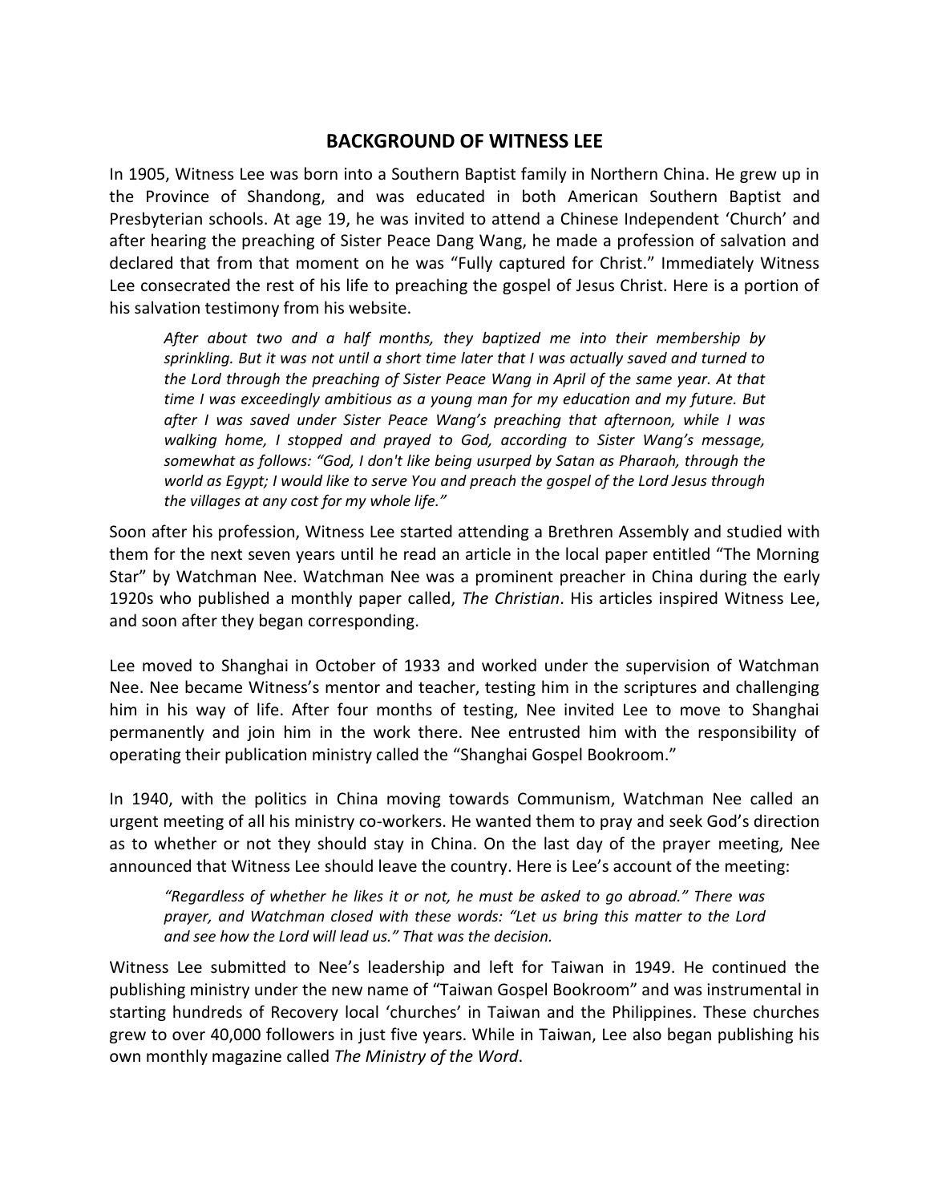## BACKGROUND OF WITNESS LEE

In 1905, Witness Lee was born into a Southern Baptist family in Northern China. He grew up in the Province of Shandong, and was educated in both American Southern Baptist and Presbyterian schools. At age 19, he was invited to attend a Chinese Independent 'Church' and after hearing the preaching of Sister Peace Dang Wang, he made a profession of salvation and declared that from that moment on he was "Fully captured for Christ." Immediately Witness Lee consecrated the rest of his life to preaching the gospel of Jesus Christ. Here is a portion of his salvation testimony from his website.

> *After about two and a half months, they baptized me into their membership by sprinkling. But it was not until a short time later that I was actually saved and turned to the Lord through the preaching of Sister Peace Wang in April of the same year. At that time I was exceedingly ambitious as a young man for my education and my future. But after I was saved under Sister Peace Wang's preaching that afternoon, while I was walking home, I stopped and prayed to God, according to Sister Wang's message, somewhat as follows: "God, I don't like being usurped by Satan as Pharaoh, through the world as Egypt; I would like to serve You and preach the gospel of the Lord Jesus through the villages at any cost for my whole life."*

Soon after his profession, Witness Lee started attending a Brethren Assembly and studied with them for the next seven years until he read an article in the local paper entitled "The Morning Star" by Watchman Nee. Watchman Nee was a prominent preacher in China during the early 1920s who published a monthly paper called, *The Christian*. His articles inspired Witness Lee, and soon after they began corresponding.

Lee moved to Shanghai in October of 1933 and worked under the supervision of Watchman Nee. Nee became Witness's mentor and teacher, testing him in the scriptures and challenging him in his way of life. After four months of testing, Nee invited Lee to move to Shanghai permanently and join him in the work there. Nee entrusted him with the responsibility of operating their publication ministry called the "Shanghai Gospel Bookroom."

In 1940, with the politics in China moving towards Communism, Watchman Nee called an urgent meeting of all his ministry co-workers. He wanted them to pray and seek God's direction as to whether or not they should stay in China. On the last day of the prayer meeting, Nee announced that Witness Lee should leave the country. Here is Lee's account of the meeting:

> *"Regardless of whether he likes it or not, he must be asked to go abroad." There was prayer, and Watchman closed with these words: "Let us bring this matter to the Lord and see how the Lord will lead us." That was the decision.*

Witness Lee submitted to Nee's leadership and left for Taiwan in 1949. He continued the publishing ministry under the new name of "Taiwan Gospel Bookroom" and was instrumental in starting hundreds of Recovery local 'churches' in Taiwan and the Philippines. These churches grew to over 40,000 followers in just five years. While in Taiwan, Lee also began publishing his own monthly magazine called *The Ministry of the Word*.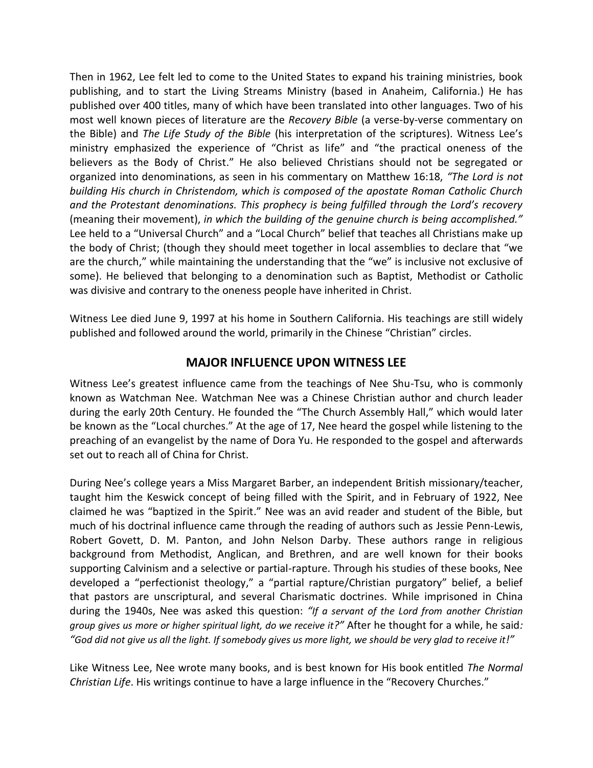Then in 1962, Lee felt led to come to the United States to expand his training ministries, book publishing, and to start the Living Streams Ministry (based in Anaheim, California.) He has published over 400 titles, many of which have been translated into other languages. Two of his most well known pieces of literature are the *Recovery Bible* (a verse-by-verse commentary on the Bible) and *The Life Study of the Bible* (his interpretation of the scriptures). Witness Lee's ministry emphasized the experience of "Christ as life" and "the practical oneness of the believers as the Body of Christ." He also believed Christians should not be segregated or organized into denominations, as seen in his commentary on Matthew 16:18, *"The Lord is not building His church in Christendom, which is composed of the apostate Roman Catholic Church and the Protestant denominations. This prophecy is being fulfilled through the Lord's recovery* (meaning their movement), *in which the building of the genuine church is being accomplished."* Lee held to a "Universal Church" and a "Local Church" belief that teaches all Christians make up the body of Christ; (though they should meet together in local assemblies to declare that "we are the church," while maintaining the understanding that the "we" is inclusive not exclusive of some). He believed that belonging to a denomination such as Baptist, Methodist or Catholic was divisive and contrary to the oneness people have inherited in Christ.

Witness Lee died June 9, 1997 at his home in Southern California. His teachings are still widely published and followed around the world, primarily in the Chinese "Christian" circles.

## MAJOR INFLUENCE UPON WITNESS LEE

Witness Lee's greatest influence came from the teachings of Nee Shu-Tsu, who is commonly known as Watchman Nee. Watchman Nee was a Chinese Christian author and church leader during the early 20th Century. He founded the "The Church Assembly Hall," which would later be known as the "Local churches." At the age of 17, Nee heard the gospel while listening to the preaching of an evangelist by the name of Dora Yu. He responded to the gospel and afterwards set out to reach all of China for Christ.

During Nee's college years a Miss Margaret Barber, an independent British missionary/teacher, taught him the Keswick concept of being filled with the Spirit, and in February of 1922, Nee claimed he was "baptized in the Spirit." Nee was an avid reader and student of the Bible, but much of his doctrinal influence came through the reading of authors such as Jessie Penn-Lewis, Robert Govett, D. M. Panton, and John Nelson Darby. These authors range in religious background from Methodist, Anglican, and Brethren, and are well known for their books supporting Calvinism and a selective or partial-rapture. Through his studies of these books, Nee developed a "perfectionist theology," a "partial rapture/Christian purgatory" belief, a belief that pastors are unscriptural, and several Charismatic doctrines. While imprisoned in China during the 1940s, Nee was asked this question: *"If a servant of the Lord from another Christian group gives us more or higher spiritual light, do we receive it?"* After he thought for a while, he said*: "God did not give us all the light. If somebody gives us more light, we should be very glad to receive it!"*

Like Witness Lee, Nee wrote many books, and is best known for His book entitled *The Normal Christian Life*. His writings continue to have a large influence in the "Recovery Churches."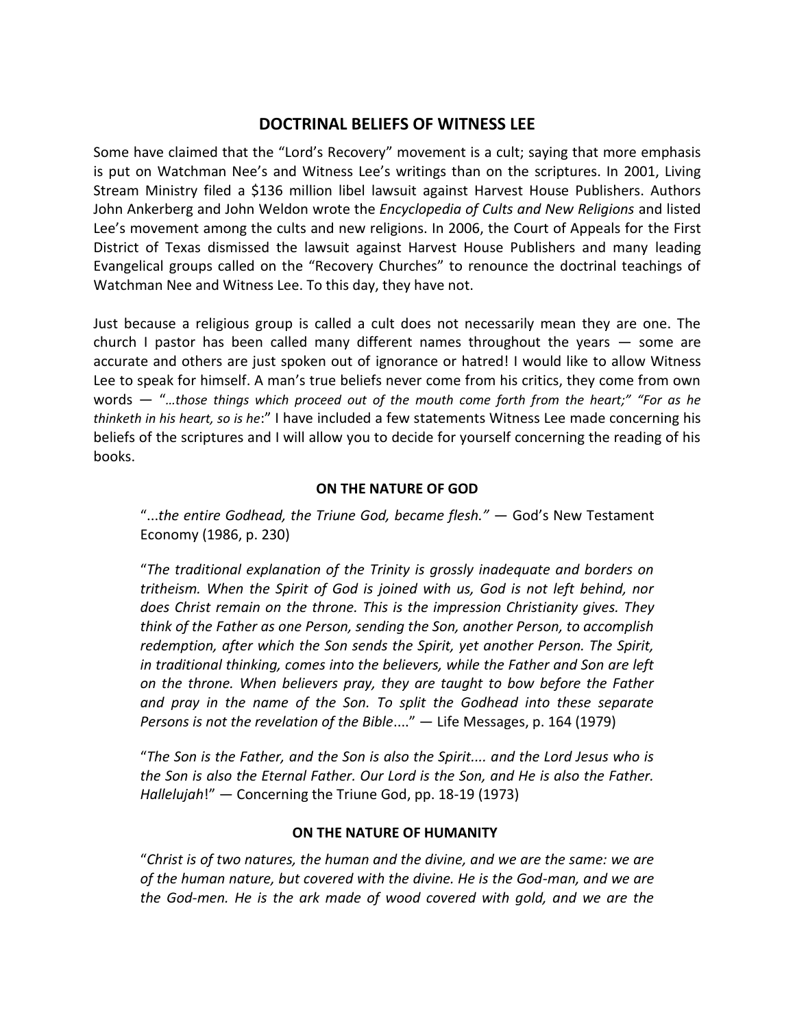## DOCTRINAL BELIEFS OF WITNESS LEE

Some have claimed that the "Lord's Recovery" movement is a cult; saying that more emphasis is put on Watchman Nee's and Witness Lee's writings than on the scriptures. In 2001, Living Stream Ministry filed a $136 million libel lawsuit against Harvest House Publishers. Authors John Ankerberg and John Weldon wrote the *Encyclopedia of Cults and New Religions* and listed Lee's movement among the cults and new religions. In 2006, the Court of Appeals for the First District of Texas dismissed the lawsuit against Harvest House Publishers and many leading Evangelical groups called on the "Recovery Churches" to renounce the doctrinal teachings of Watchman Nee and Witness Lee. To this day, they have not.

Just because a religious group is called a cult does not necessarily mean they are one. The church I pastor has been called many different names throughout the years — some are accurate and others are just spoken out of ignorance or hatred! I would like to allow Witness Lee to speak for himself. A man's true beliefs never come from his critics, they come from own words — "*…those things which proceed out of the mouth come forth from the heart;" "For as he thinketh in his heart, so is he*:" I have included a few statements Witness Lee made concerning his beliefs of the scriptures and I will allow you to decide for yourself concerning the reading of his books.

**ON THE NATURE OF GOD**

> "*...the entire Godhead, the Triune God, became flesh."* — God's New Testament Economy (1986, p. 230)
>
> "*The traditional explanation of the Trinity is grossly inadequate and borders on tritheism. When the Spirit of God is joined with us, God is not left behind, nor does Christ remain on the throne. This is the impression Christianity gives. They think of the Father as one Person, sending the Son, another Person, to accomplish redemption, after which the Son sends the Spirit, yet another Person. The Spirit, in traditional thinking, comes into the believers, while the Father and Son are left on the throne. When believers pray, they are taught to bow before the Father and pray in the name of the Son. To split the Godhead into these separate Persons is not the revelation of the Bible*...." — Life Messages, p. 164 (1979)
>
> "*The Son is the Father, and the Son is also the Spirit.... and the Lord Jesus who is the Son is also the Eternal Father. Our Lord is the Son, and He is also the Father. Hallelujah*!" — Concerning the Triune God, pp. 18-19 (1973)

**ON THE NATURE OF HUMANITY**

> "*Christ is of two natures, the human and the divine, and we are the same: we are of the human nature, but covered with the divine. He is the God-man, and we are the God-men. He is the ark made of wood covered with gold, and we are the*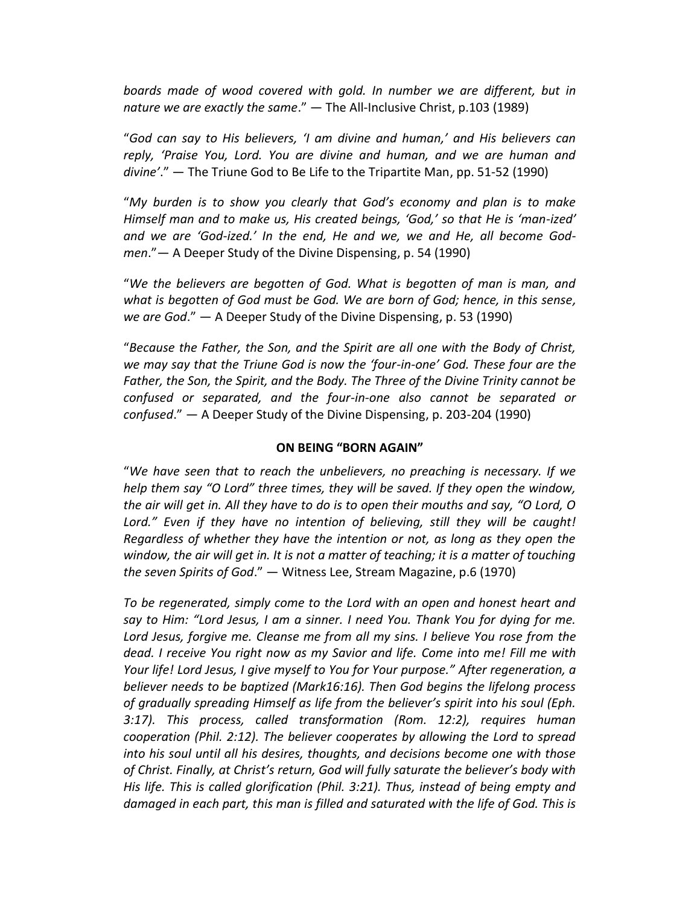*boards made of wood covered with gold. In number we are different, but in nature we are exactly the same*." — The All-Inclusive Christ, p.103 (1989)

"*God can say to His believers, 'I am divine and human,' and His believers can reply, 'Praise You, Lord. You are divine and human, and we are human and divine'*." — The Triune God to Be Life to the Tripartite Man, pp. 51-52 (1990)

"*My burden is to show you clearly that God's economy and plan is to make Himself man and to make us, His created beings, 'God,' so that He is 'man-ized' and we are 'God-ized.' In the end, He and we, we and He, all become God-men*."— A Deeper Study of the Divine Dispensing, p. 54 (1990)

"*We the believers are begotten of God. What is begotten of man is man, and what is begotten of God must be God. We are born of God; hence, in this sense, we are God*." — A Deeper Study of the Divine Dispensing, p. 53 (1990)

"*Because the Father, the Son, and the Spirit are all one with the Body of Christ, we may say that the Triune God is now the 'four-in-one' God. These four are the Father, the Son, the Spirit, and the Body. The Three of the Divine Trinity cannot be confused or separated, and the four-in-one also cannot be separated or confused*." — A Deeper Study of the Divine Dispensing, p. 203-204 (1990)

## ON BEING "BORN AGAIN"

"*We have seen that to reach the unbelievers, no preaching is necessary. If we help them say "O Lord" three times, they will be saved. If they open the window, the air will get in. All they have to do is to open their mouths and say, "O Lord, O Lord." Even if they have no intention of believing, still they will be caught! Regardless of whether they have the intention or not, as long as they open the window, the air will get in. It is not a matter of teaching; it is a matter of touching the seven Spirits of God*." — Witness Lee, Stream Magazine, p.6 (1970)

*To be regenerated, simply come to the Lord with an open and honest heart and say to Him: "Lord Jesus, I am a sinner. I need You. Thank You for dying for me. Lord Jesus, forgive me. Cleanse me from all my sins. I believe You rose from the dead. I receive You right now as my Savior and life. Come into me! Fill me with Your life! Lord Jesus, I give myself to You for Your purpose." After regeneration, a believer needs to be baptized (Mark16:16). Then God begins the lifelong process of gradually spreading Himself as life from the believer's spirit into his soul (Eph. 3:17). This process, called transformation (Rom. 12:2), requires human cooperation (Phil. 2:12). The believer cooperates by allowing the Lord to spread into his soul until all his desires, thoughts, and decisions become one with those of Christ. Finally, at Christ's return, God will fully saturate the believer's body with His life. This is called glorification (Phil. 3:21). Thus, instead of being empty and damaged in each part, this man is filled and saturated with the life of God. This is*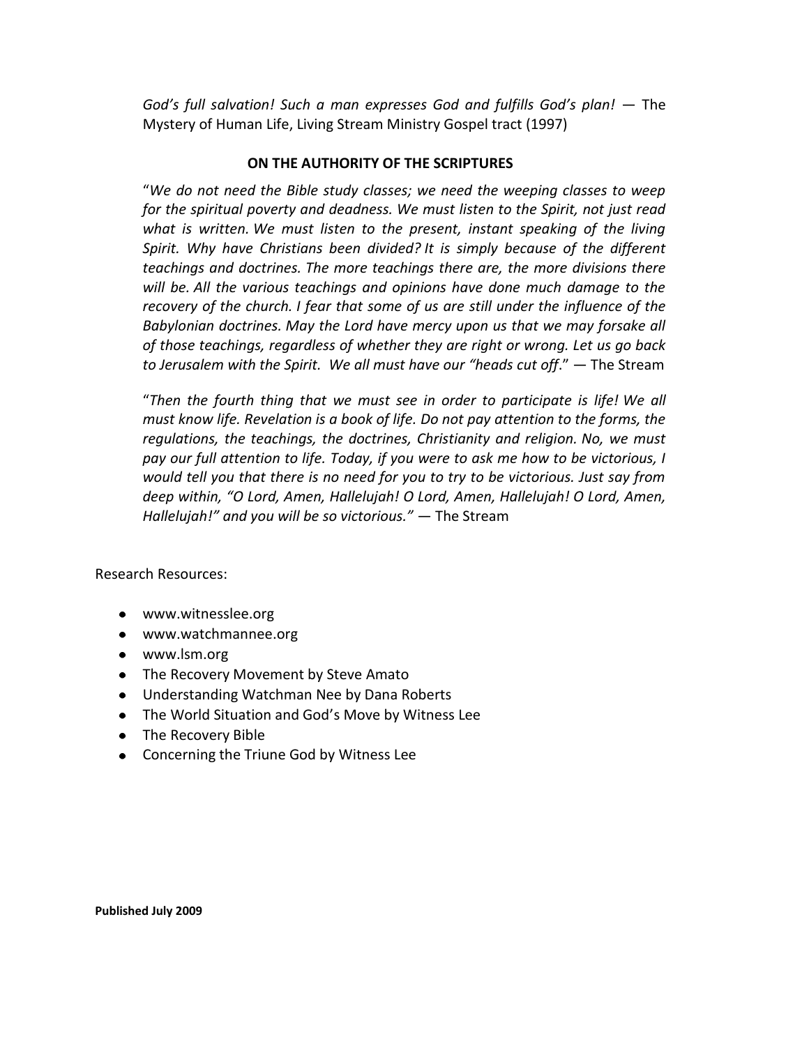*God's full salvation! Such a man expresses God and fulfills God's plan!* — The Mystery of Human Life, Living Stream Ministry Gospel tract (1997)

**ON THE AUTHORITY OF THE SCRIPTURES**

"*We do not need the Bible study classes; we need the weeping classes to weep for the spiritual poverty and deadness. We must listen to the Spirit, not just read what is written. We must listen to the present, instant speaking of the living Spirit. Why have Christians been divided? It is simply because of the different teachings and doctrines. The more teachings there are, the more divisions there will be. All the various teachings and opinions have done much damage to the recovery of the church. I fear that some of us are still under the influence of the Babylonian doctrines. May the Lord have mercy upon us that we may forsake all of those teachings, regardless of whether they are right or wrong. Let us go back to Jerusalem with the Spirit. We all must have our "heads cut off*." — The Stream

"*Then the fourth thing that we must see in order to participate is life! We all must know life. Revelation is a book of life. Do not pay attention to the forms, the regulations, the teachings, the doctrines, Christianity and religion. No, we must pay our full attention to life. Today, if you were to ask me how to be victorious, I would tell you that there is no need for you to try to be victorious. Just say from deep within, "O Lord, Amen, Hallelujah! O Lord, Amen, Hallelujah! O Lord, Amen, Hallelujah!" and you will be so victorious."* — The Stream

Research Resources:

- www.witnesslee.org
- www.watchmannee.org
- www.lsm.org
- The Recovery Movement by Steve Amato
- Understanding Watchman Nee by Dana Roberts
- The World Situation and God's Move by Witness Lee
- The Recovery Bible
- Concerning the Triune God by Witness Lee

**Published July 2009**